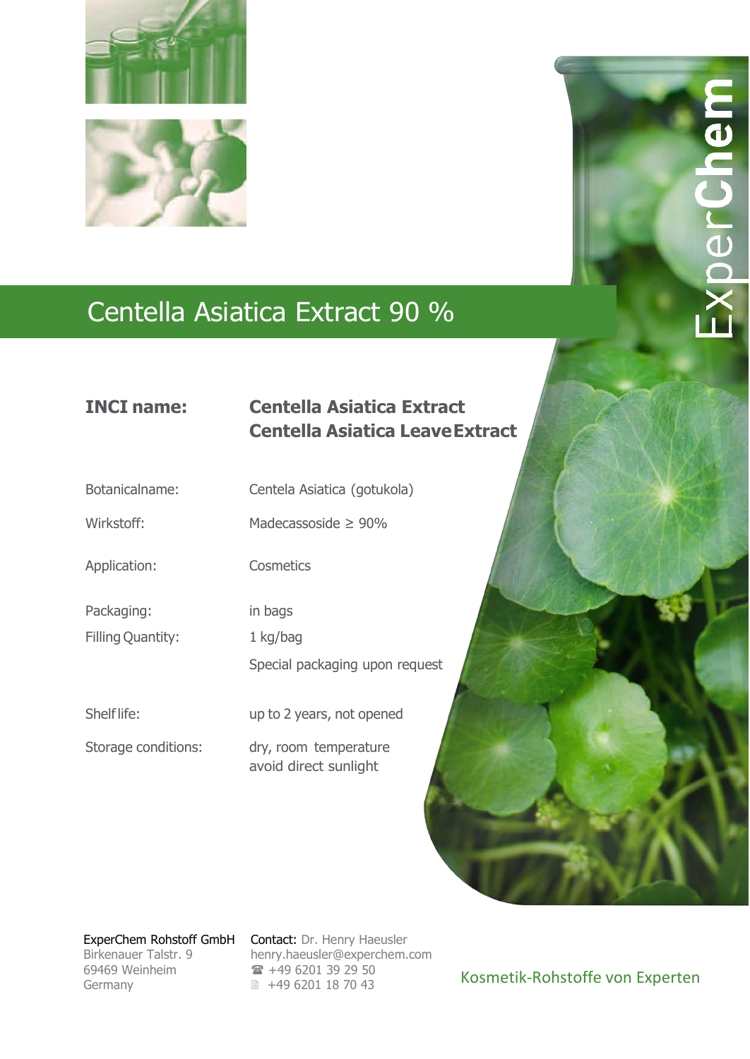ExperChem

# Centella Asiatica Extract 90 %

| | |
|---|---|
| **INCI name:** | **Centella Asiatica Extract**<br>**Centella Asiatica Leave Extract** |
| Botanicalname: | Centela Asiatica (gotukola) |
| Wirkstoff: | Madecassoside ≥ 90% |
| Application: | Cosmetics |
| Packaging: | in bags |
| Filling Quantity: | 1 kg/bag<br>Special packaging upon request |
| Shelf life: | up to 2 years, not opened |
| Storage conditions: | dry, room temperature<br>avoid direct sunlight |

ExperChem Rohstoff GmbH
Birkenauer Talstr. 9
69469 Weinheim
Germany

Contact: Dr. Henry Haeusler
henry.haeusler@experchem.com
☎ +49 6201 39 29 50
🖷 +49 6201 18 70 43

Kosmetik-Rohstoffe von Experten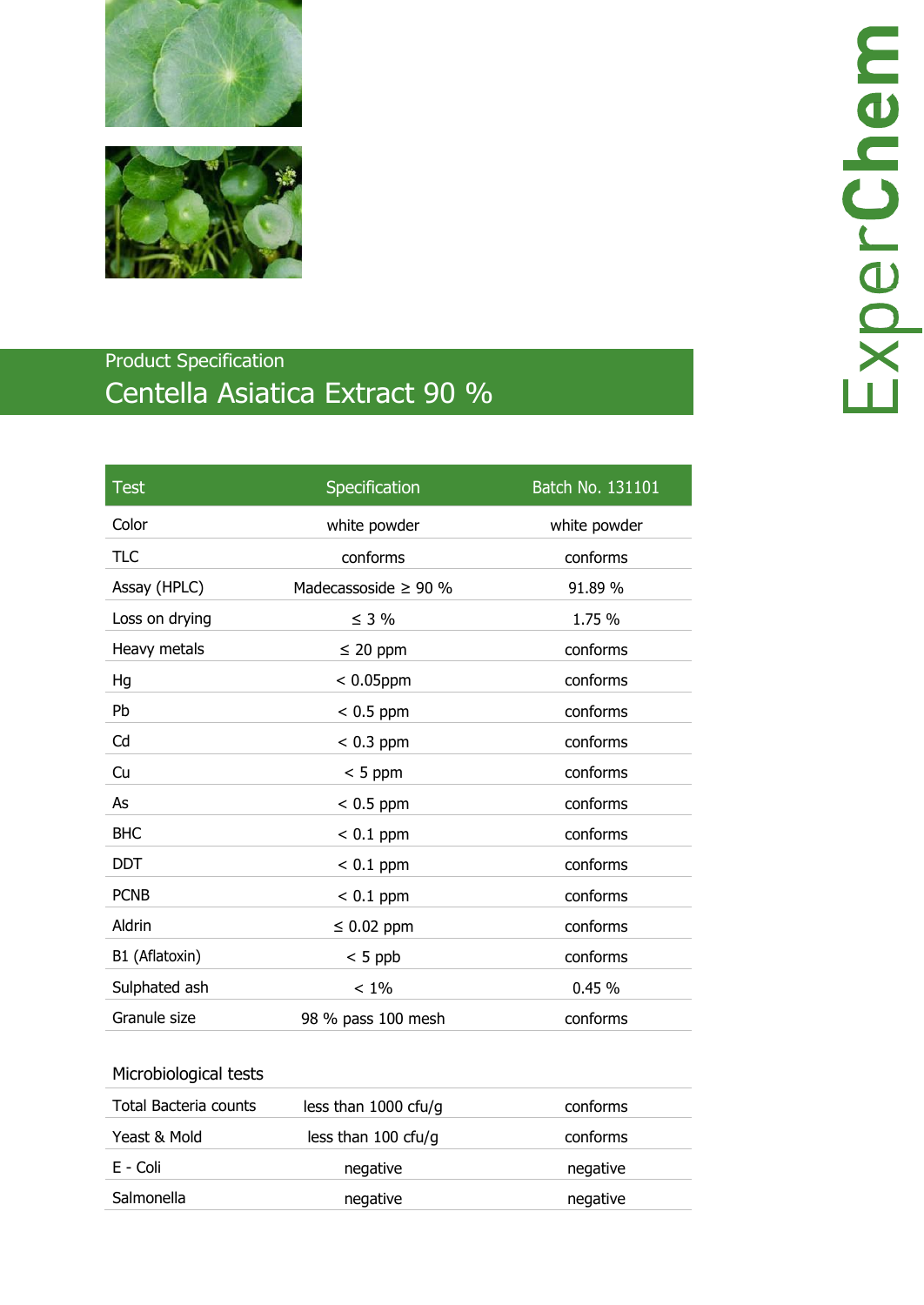ExperChem

Product Specification

# Centella Asiatica Extract 90 %

| Test | Specification | Batch No. 131101 |
|---|---|---|
| Color | white powder | white powder |
| TLC | conforms | conforms |
| Assay (HPLC) | Madecassoside ≥ 90 % | 91.89 % |
| Loss on drying | ≤ 3 % | 1.75 % |
| Heavy metals | ≤ 20 ppm | conforms |
| Hg | < 0.05ppm | conforms |
| Pb | < 0.5 ppm | conforms |
| Cd | < 0.3 ppm | conforms |
| Cu | < 5 ppm | conforms |
| As | < 0.5 ppm | conforms |
| BHC | < 0.1 ppm | conforms |
| DDT | < 0.1 ppm | conforms |
| PCNB | < 0.1 ppm | conforms |
| Aldrin | ≤ 0.02 ppm | conforms |
| B1 (Aflatoxin) | < 5 ppb | conforms |
| Sulphated ash | < 1% | 0.45 % |
| Granule size | 98 % pass 100 mesh | conforms |

Microbiological tests

| | | |
|---|---|---|
| Total Bacteria counts | less than 1000 cfu/g | conforms |
| Yeast & Mold | less than 100 cfu/g | conforms |
| E - Coli | negative | negative |
| Salmonella | negative | negative |